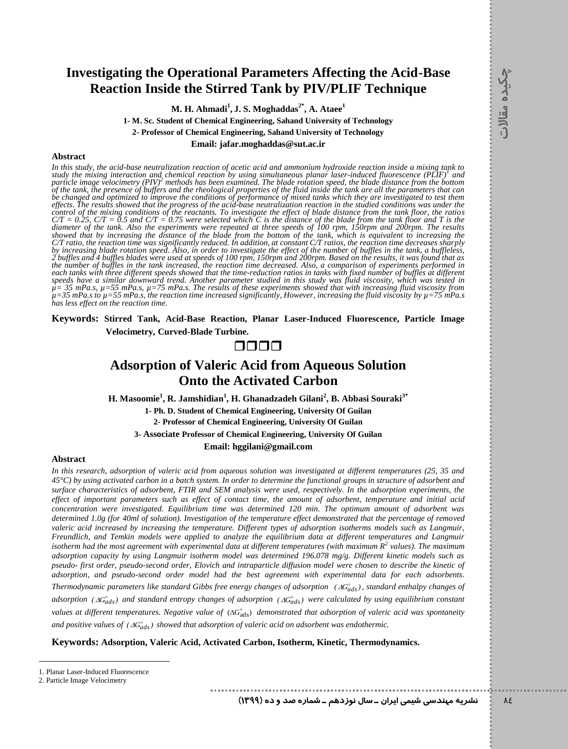# Investigating the Operational Parameters Affecting the Acid-Base Reaction Inside the Stirred Tank by PIV/PLIF Technique

**M. H. Ahmadi[1], J. S. Moghaddas[2*], A. Ataee[1]**

**1- M. Sc. Student of Chemical Engineering, Sahand University of Technology**

**2- Professor of Chemical Engineering, Sahand University of Technology**

**Email: jafar.moghaddas@sut.ac.ir**

### Abstract

*In this study, the acid-base neutralization reaction of acetic acid and ammonium hydroxide reaction inside a mixing tank to study the mixing interaction and chemical reaction by using simultaneous planar laser-induced fluorescence (PLIF)[1] and particle image velocimetry (PIV)[2] methods has been examined. The blade rotation speed, the blade distance from the bottom of the tank, the presence of buffers and the rheological properties of the fluid inside the tank are all the parameters that can be changed and optimized to improve the conditions of performance of mixed tanks which they are investigated to test them effects. The results showed that the progress of the acid-base neutralization reaction in the studied conditions was under the control of the mixing conditions of the reactants. To investigate the effect of blade distance from the tank floor, the ratios C/T = 0.25, C/T = 0.5 and C/T = 0.75 were selected which C is the distance of the blade from the tank floor and T is the diameter of the tank. Also the experiments were repeated at three speeds of 100 rpm, 150rpm and 200rpm. The results showed that by increasing the distance of the blade from the bottom of the tank, which is equivalent to increasing the C/T ratio, the reaction time was significantly reduced. In addition, at constant C/T ratios, the reaction time decreases sharply by increasing blade rotation speed. Also, in order to investigate the effect of the number of buffles in the tank, a buffleless, 2 buffles and 4 buffles blades were used at speeds of 100 rpm, 150rpm and 200rpm. Based on the results, it was found that as the number of buffles in the tank increased, the reaction time decreased. Also, a comparison of experiments performed in each tanks with three different speeds showed that the time-reduction ratios in tanks with fixed number of buffles at different speeds have a similar downward trend. Another parameter studied in this study was fluid viscosity, which was tested in μ= 35 mPa.s, μ=55 mPa.s, μ=75 mPa.s. The results of these experiments showed that with increasing fluid viscosity from μ=35 mPa.s to μ=55 mPa.s, the reaction time increased significantly, However, increasing the fluid viscosity by μ=75 mPa.s has less effect on the reaction time.*

**Keywords: Stirred Tank, Acid-Base Reaction, Planar Laser-Induced Fluorescence, Particle Image Velocimetry, Curved-Blade Turbine.**

❒❒❒❒

# Adsorption of Valeric Acid from Aqueous Solution Onto the Activated Carbon

**H. Masoomie[1], R. Jamshidian[1], H. Ghanadzadeh Gilani[2], B. Abbasi Souraki[3*]**

**1- Ph. D. Student of Chemical Engineering, University Of Guilan**

**2- Professor of Chemical Engineering, University Of Guilan**

**3- Associate Professor of Chemical Engineering, University Of Guilan**

**Email: hggilani@gmail.com**

### Abstract

*In this research, adsorption of valeric acid from aqueous solution was investigated at different temperatures (25, 35 and 45°C) by using activated carbon in a batch system. In order to determine the functional groups in structure of adsorbent and surface characteristics of adsorbent, FTIR and SEM analysis were used, respectively. In the adsorption experiments, the effect of important parameters such as effect of contact time, the amount of adsorbent, temperature and initial acid concentration were investigated. Equilibrium time was determined 120 min. The optimum amount of adsorbent was determined 1.0g (for 40ml of solution). Investigation of the temperature effect demonstrated that the percentage of removed valeric acid increased by increasing the temperature. Different types of adsorption isotherms models such as Langmuir, Freundlich, and Temkin models were applied to analyze the equilibrium data at different temperatures and Langmuir isotherm had the most agreement with experimental data at different temperatures (with maximum $R^2$ values). The maximum adsorption capacity by using Langmuir isotherm model was determined 196.078 mg/g. Different kinetic models such as pseudo- first order, pseudo-second order, Elovich and intraparticle diffusion model were chosen to describe the kinetic of adsorption, and pseudo-second order model had the best agreement with experimental data for each adsorbents. Thermodynamic parameters like standard Gibbs free energy changes of adsorption ($\Delta G^{\circ}_{ads}$), standard enthalpy changes of adsorption ($\Delta G^{\circ}_{ads}$) and standard entropy changes of adsorption ($\Delta G^{\circ}_{ads}$) were calculated by using equilibrium constant values at different temperatures. Negative value of ($\Delta G^{\circ}_{ads}$) demonstrated that adsorption of valeric acid was spontaneity and positive values of ($\Delta G^{\circ}_{ads}$) showed that adsorption of valeric acid on adsorbent was endothermic.*

**Keywords: Adsorption, Valeric Acid, Activated Carbon, Isotherm, Kinetic, Thermodynamics.**

1. Planar Laser-Induced Fluorescence
2. Particle Image Velocimetry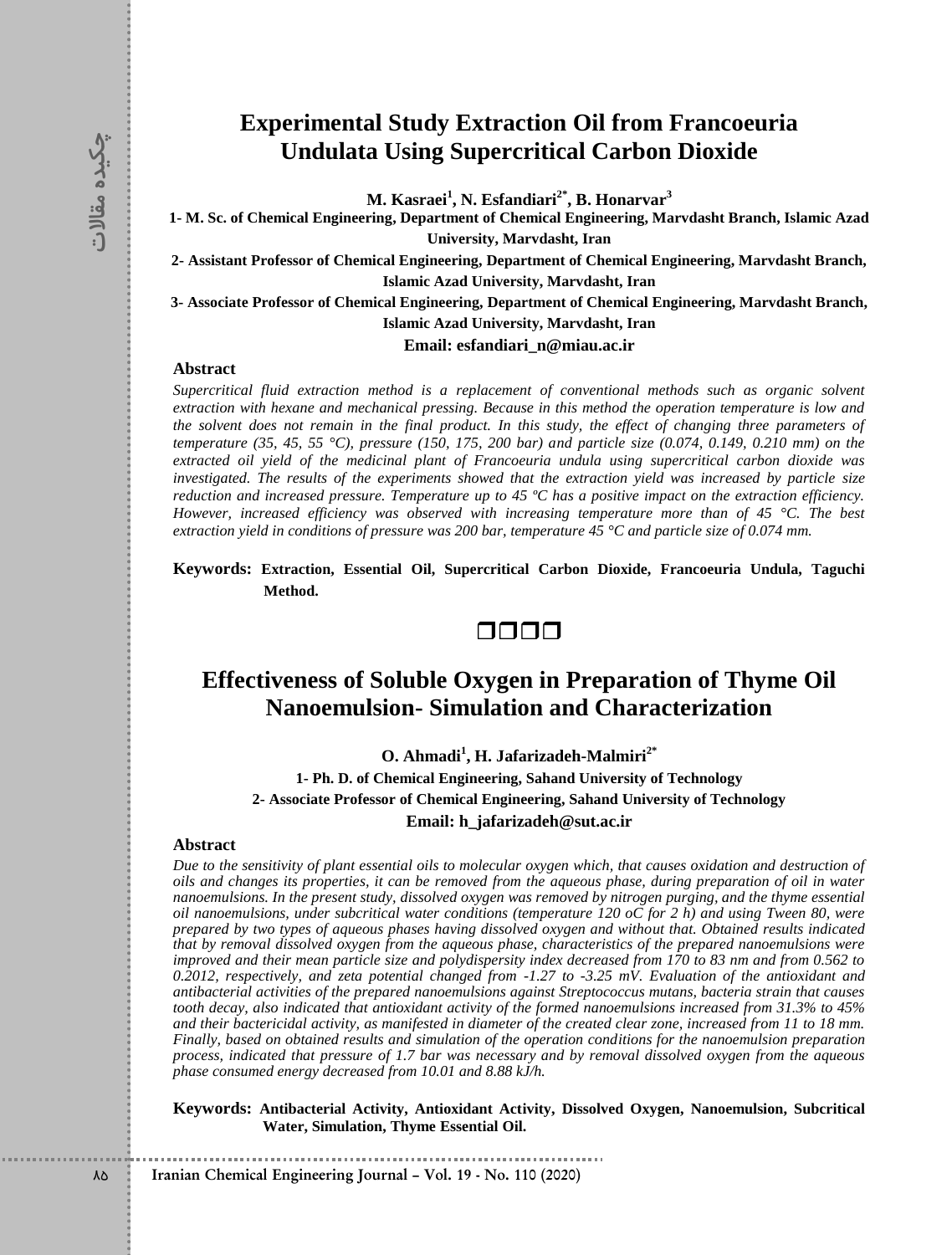# Experimental Study Extraction Oil from Francoeuria Undulata Using Supercritical Carbon Dioxide

**M. Kasraei[1], N. Esfandiari[2*], B. Honarvar[3]**

**1- M. Sc. of Chemical Engineering, Department of Chemical Engineering, Marvdasht Branch, Islamic Azad University, Marvdasht, Iran**

**2- Assistant Professor of Chemical Engineering, Department of Chemical Engineering, Marvdasht Branch, Islamic Azad University, Marvdasht, Iran**

**3- Associate Professor of Chemical Engineering, Department of Chemical Engineering, Marvdasht Branch, Islamic Azad University, Marvdasht, Iran**

**Email: esfandiari_n@miau.ac.ir**

### Abstract

*Supercritical fluid extraction method is a replacement of conventional methods such as organic solvent extraction with hexane and mechanical pressing. Because in this method the operation temperature is low and the solvent does not remain in the final product. In this study, the effect of changing three parameters of temperature (35, 45, 55 °C), pressure (150, 175, 200 bar) and particle size (0.074, 0.149, 0.210 mm) on the extracted oil yield of the medicinal plant of Francoeuria undula using supercritical carbon dioxide was investigated. The results of the experiments showed that the extraction yield was increased by particle size reduction and increased pressure. Temperature up to 45 ºC has a positive impact on the extraction efficiency. However, increased efficiency was observed with increasing temperature more than of 45 °C. The best extraction yield in conditions of pressure was 200 bar, temperature 45 °C and particle size of 0.074 mm.*

**Keywords: Extraction, Essential Oil, Supercritical Carbon Dioxide, Francoeuria Undula, Taguchi Method.**

❒❒❒❒

# Effectiveness of Soluble Oxygen in Preparation of Thyme Oil Nanoemulsion- Simulation and Characterization

**O. Ahmadi[1], H. Jafarizadeh-Malmiri[2*]**

**1- Ph. D. of Chemical Engineering, Sahand University of Technology**

**2- Associate Professor of Chemical Engineering, Sahand University of Technology**

**Email: h_jafarizadeh@sut.ac.ir**

### Abstract

*Due to the sensitivity of plant essential oils to molecular oxygen which, that causes oxidation and destruction of oils and changes its properties, it can be removed from the aqueous phase, during preparation of oil in water nanoemulsions. In the present study, dissolved oxygen was removed by nitrogen purging, and the thyme essential oil nanoemulsions, under subcritical water conditions (temperature 120 oC for 2 h) and using Tween 80, were prepared by two types of aqueous phases having dissolved oxygen and without that. Obtained results indicated that by removal dissolved oxygen from the aqueous phase, characteristics of the prepared nanoemulsions were improved and their mean particle size and polydispersity index decreased from 170 to 83 nm and from 0.562 to 0.2012, respectively, and zeta potential changed from -1.27 to -3.25 mV. Evaluation of the antioxidant and antibacterial activities of the prepared nanoemulsions against Streptococcus mutans, bacteria strain that causes tooth decay, also indicated that antioxidant activity of the formed nanoemulsions increased from 31.3% to 45% and their bactericidal activity, as manifested in diameter of the created clear zone, increased from 11 to 18 mm. Finally, based on obtained results and simulation of the operation conditions for the nanoemulsion preparation process, indicated that pressure of 1.7 bar was necessary and by removal dissolved oxygen from the aqueous phase consumed energy decreased from 10.01 and 8.88 kJ/h.*

**Keywords: Antibacterial Activity, Antioxidant Activity, Dissolved Oxygen, Nanoemulsion, Subcritical Water, Simulation, Thyme Essential Oil.**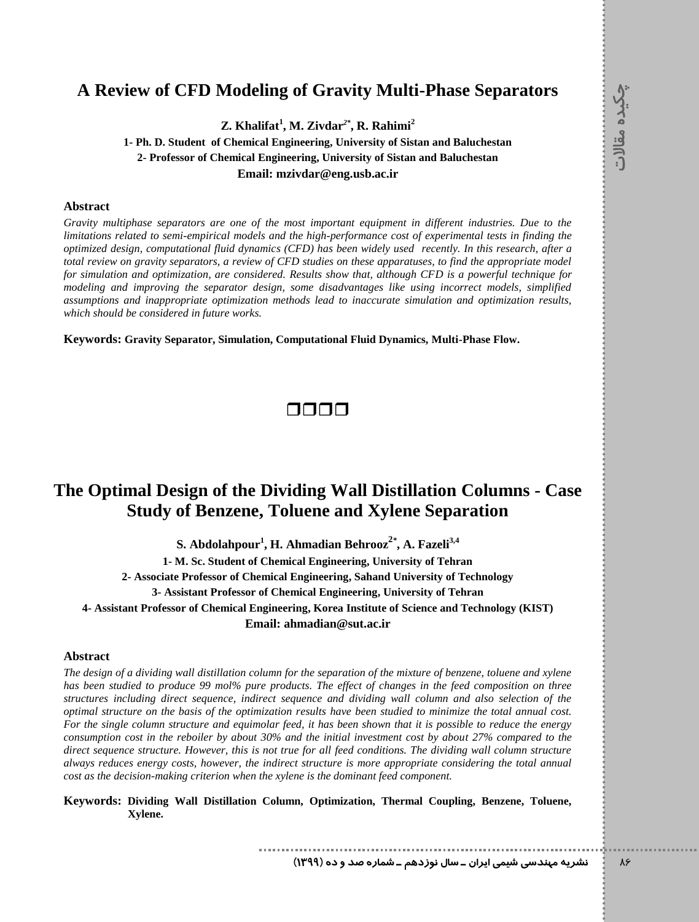# A Review of CFD Modeling of Gravity Multi-Phase Separators

**Z. Khalifat[1], M. Zivdar[2*], R. Rahimi[2]**

**1- Ph. D. Student of Chemical Engineering, University of Sistan and Baluchestan**

**2- Professor of Chemical Engineering, University of Sistan and Baluchestan**

**Email: mzivdar@eng.usb.ac.ir**

### Abstract

*Gravity multiphase separators are one of the most important equipment in different industries. Due to the limitations related to semi-empirical models and the high-performance cost of experimental tests in finding the optimized design, computational fluid dynamics (CFD) has been widely used recently. In this research, after a total review on gravity separators, a review of CFD studies on these apparatuses, to find the appropriate model for simulation and optimization, are considered. Results show that, although CFD is a powerful technique for modeling and improving the separator design, some disadvantages like using incorrect models, simplified assumptions and inappropriate optimization methods lead to inaccurate simulation and optimization results, which should be considered in future works.*

**Keywords: Gravity Separator, Simulation, Computational Fluid Dynamics, Multi-Phase Flow.**

❒❒❒❒

# The Optimal Design of the Dividing Wall Distillation Columns - Case Study of Benzene, Toluene and Xylene Separation

**S. Abdolahpour[1], H. Ahmadian Behrooz[2*], A. Fazeli[3,4]**

**1- M. Sc. Student of Chemical Engineering, University of Tehran**

**2- Associate Professor of Chemical Engineering, Sahand University of Technology**

**3- Assistant Professor of Chemical Engineering, University of Tehran**

**4- Assistant Professor of Chemical Engineering, Korea Institute of Science and Technology (KIST)**

**Email: ahmadian@sut.ac.ir**

### Abstract

*The design of a dividing wall distillation column for the separation of the mixture of benzene, toluene and xylene has been studied to produce 99 mol% pure products. The effect of changes in the feed composition on three structures including direct sequence, indirect sequence and dividing wall column and also selection of the optimal structure on the basis of the optimization results have been studied to minimize the total annual cost. For the single column structure and equimolar feed, it has been shown that it is possible to reduce the energy consumption cost in the reboiler by about 30% and the initial investment cost by about 27% compared to the direct sequence structure. However, this is not true for all feed conditions. The dividing wall column structure always reduces energy costs, however, the indirect structure is more appropriate considering the total annual cost as the decision-making criterion when the xylene is the dominant feed component.*

**Keywords: Dividing Wall Distillation Column, Optimization, Thermal Coupling, Benzene, Toluene, Xylene.**